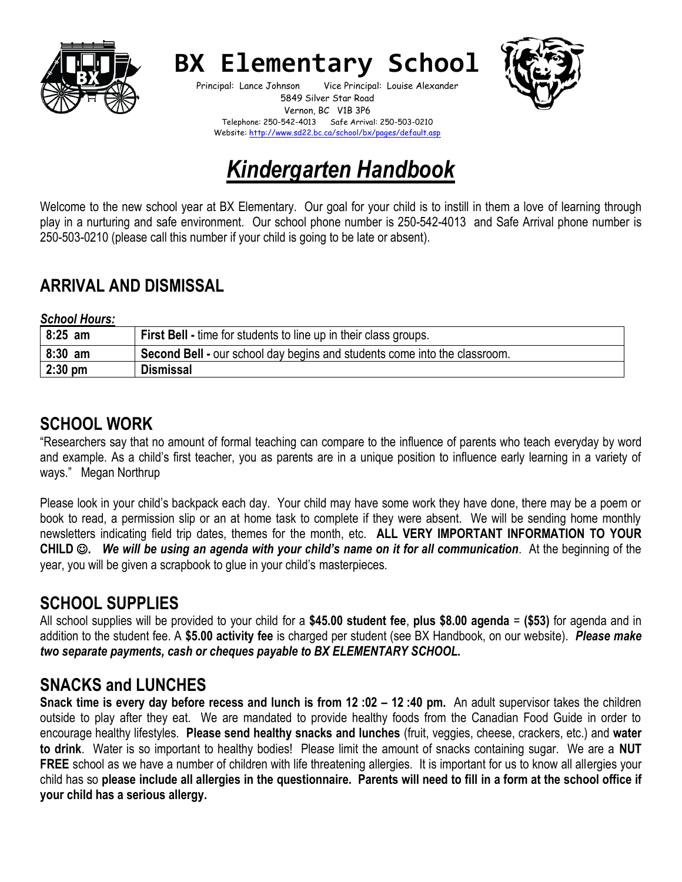# BX Elementary School

Principal: Lance Johnson    Vice Principal: Louise Alexander
5849 Silver Star Road
Vernon, BC V1B 3P6
Telephone: 250-542-4013    Safe Arrival: 250-503-0210
Website: http://www.sd22.bc.ca/school/bx/pages/default.asp

# *Kindergarten Handbook*

Welcome to the new school year at BX Elementary. Our goal for your child is to instill in them a love of learning through play in a nurturing and safe environment. Our school phone number is 250-542-4013 and Safe Arrival phone number is 250-503-0210 (please call this number if your child is going to be late or absent).

## ARRIVAL AND DISMISSAL

***School Hours:***

| | |
|---|---|
| 8:25 am | **First Bell -** time for students to line up in their class groups. |
| 8:30 am | **Second Bell -** our school day begins and students come into the classroom. |
| 2:30 pm | **Dismissal** |

## SCHOOL WORK

"Researchers say that no amount of formal teaching can compare to the influence of parents who teach everyday by word and example. As a child's first teacher, you as parents are in a unique position to influence early learning in a variety of ways." Megan Northrup

Please look in your child's backpack each day. Your child may have some work they have done, there may be a poem or book to read, a permission slip or an at home task to complete if they were absent. We will be sending home monthly newsletters indicating field trip dates, themes for the month, etc. **ALL VERY IMPORTANT INFORMATION TO YOUR CHILD ☺.** ***We will be using an agenda with your child's name on it for all communication***. At the beginning of the year, you will be given a scrapbook to glue in your child's masterpieces.

## SCHOOL SUPPLIES

All school supplies will be provided to your child for a **$45.00 student fee**, **plus $8.00 agenda** = **($53)** for agenda and in addition to the student fee. A **$5.00 activity fee** is charged per student (see BX Handbook, on our website). ***Please make two separate payments, cash or cheques payable to BX ELEMENTARY SCHOOL.***

## SNACKS and LUNCHES

**Snack time is every day before recess and lunch is from 12 :02 – 12 :40 pm.** An adult supervisor takes the children outside to play after they eat. We are mandated to provide healthy foods from the Canadian Food Guide in order to encourage healthy lifestyles. **Please send healthy snacks and lunches** (fruit, veggies, cheese, crackers, etc.) and **water to drink**. Water is so important to healthy bodies! Please limit the amount of snacks containing sugar. We are a **NUT FREE** school as we have a number of children with life threatening allergies. It is important for us to know all allergies your child has so **please include all allergies in the questionnaire. Parents will need to fill in a form at the school office if your child has a serious allergy.**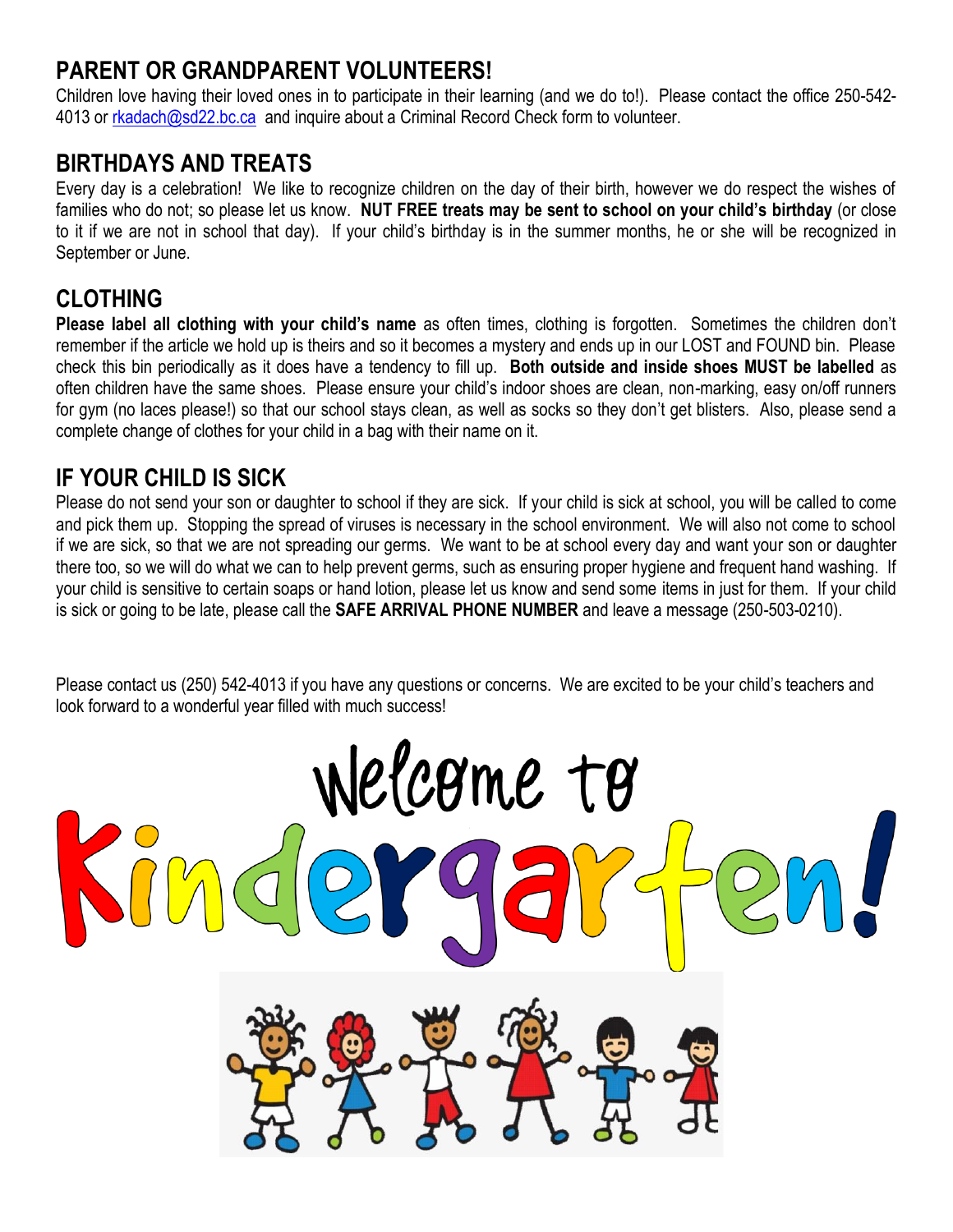## PARENT OR GRANDPARENT VOLUNTEERS!

Children love having their loved ones in to participate in their learning (and we do to!). Please contact the office 250-542-4013 or rkadach@sd22.bc.ca and inquire about a Criminal Record Check form to volunteer.

## BIRTHDAYS AND TREATS

Every day is a celebration! We like to recognize children on the day of their birth, however we do respect the wishes of families who do not; so please let us know. **NUT FREE treats may be sent to school on your child's birthday** (or close to it if we are not in school that day). If your child's birthday is in the summer months, he or she will be recognized in September or June.

## CLOTHING

**Please label all clothing with your child's name** as often times, clothing is forgotten. Sometimes the children don't remember if the article we hold up is theirs and so it becomes a mystery and ends up in our LOST and FOUND bin. Please check this bin periodically as it does have a tendency to fill up. **Both outside and inside shoes MUST be labelled** as often children have the same shoes. Please ensure your child's indoor shoes are clean, non-marking, easy on/off runners for gym (no laces please!) so that our school stays clean, as well as socks so they don't get blisters. Also, please send a complete change of clothes for your child in a bag with their name on it.

## IF YOUR CHILD IS SICK

Please do not send your son or daughter to school if they are sick. If your child is sick at school, you will be called to come and pick them up. Stopping the spread of viruses is necessary in the school environment. We will also not come to school if we are sick, so that we are not spreading our germs. We want to be at school every day and want your son or daughter there too, so we will do what we can to help prevent germs, such as ensuring proper hygiene and frequent hand washing. If your child is sensitive to certain soaps or hand lotion, please let us know and send some items in just for them. If your child is sick or going to be late, please call the **SAFE ARRIVAL PHONE NUMBER** and leave a message (250-503-0210).

Please contact us (250) 542-4013 if you have any questions or concerns. We are excited to be your child's teachers and look forward to a wonderful year filled with much success!

Welcome to Kindergarten!